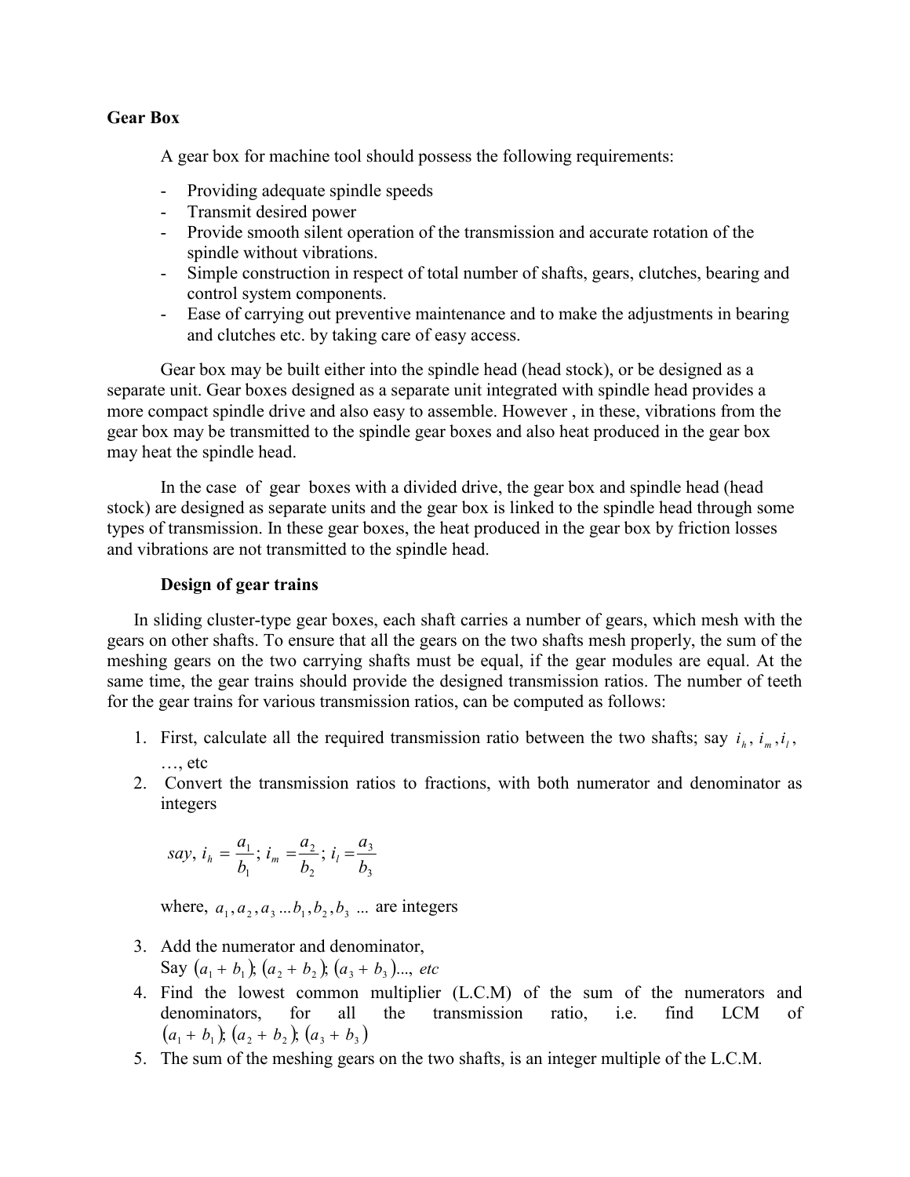**Gear Box**

A gear box for machine tool should possess the following requirements:

- Providing adequate spindle speeds
- Transmit desired power
- Provide smooth silent operation of the transmission and accurate rotation of the spindle without vibrations.
- Simple construction in respect of total number of shafts, gears, clutches, bearing and control system components.
- Ease of carrying out preventive maintenance and to make the adjustments in bearing and clutches etc. by taking care of easy access.

Gear box may be built either into the spindle head (head stock), or be designed as a separate unit. Gear boxes designed as a separate unit integrated with spindle head provides a more compact spindle drive and also easy to assemble. However , in these, vibrations from the gear box may be transmitted to the spindle gear boxes and also heat produced in the gear box may heat the spindle head.

In the case of gear boxes with a divided drive, the gear box and spindle head (head stock) are designed as separate units and the gear box is linked to the spindle head through some types of transmission. In these gear boxes, the heat produced in the gear box by friction losses and vibrations are not transmitted to the spindle head.

**Design of gear trains**

In sliding cluster-type gear boxes, each shaft carries a number of gears, which mesh with the gears on other shafts. To ensure that all the gears on the two shafts mesh properly, the sum of the meshing gears on the two carrying shafts must be equal, if the gear modules are equal. At the same time, the gear trains should provide the designed transmission ratios. The number of teeth for the gear trains for various transmission ratios, can be computed as follows:

1. First, calculate all the required transmission ratio between the two shafts; say $i_h$, $i_m$, $i_l$, …, etc
2. Convert the transmission ratios to fractions, with both numerator and denominator as integers

   $$say,\ i_h = \frac{a_1}{b_1};\ i_m = \frac{a_2}{b_2};\ i_l = \frac{a_3}{b_3}$$

   where, $a_1, a_2, a_3 \ldots b_1, b_2, b_3 \ldots$ are integers

3. Add the numerator and denominator,
   Say $(a_1 + b_1);\ (a_2 + b_2);\ (a_3 + b_3) \ldots,\ etc$
4. Find the lowest common multiplier (L.C.M) of the sum of the numerators and denominators, for all the transmission ratio, i.e. find LCM of $(a_1 + b_1);\ (a_2 + b_2);\ (a_3 + b_3)$
5. The sum of the meshing gears on the two shafts, is an integer multiple of the L.C.M.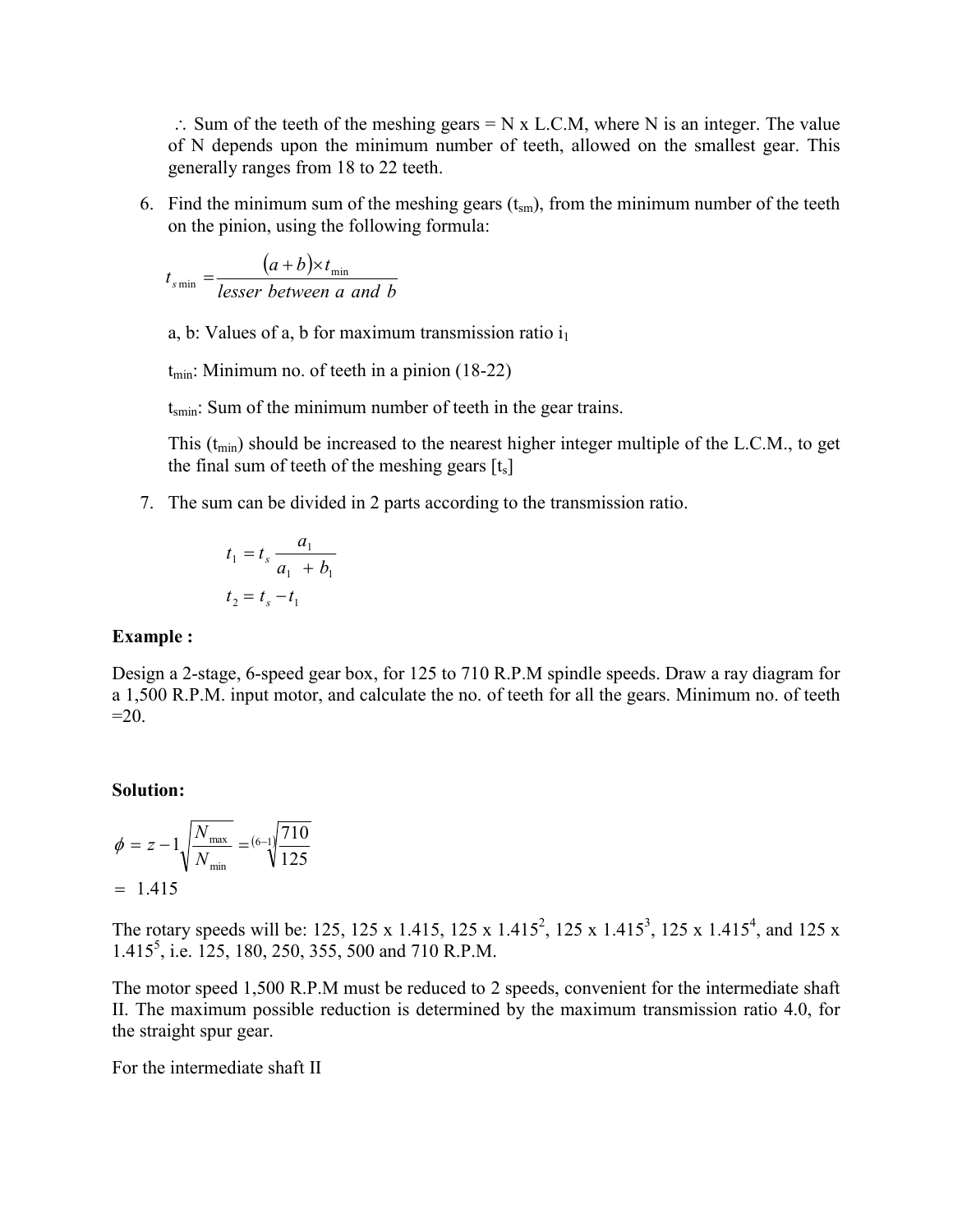$\therefore$ Sum of the teeth of the meshing gears = N x L.C.M, where N is an integer. The value of N depends upon the minimum number of teeth, allowed on the smallest gear. This generally ranges from 18 to 22 teeth.

6. Find the minimum sum of the meshing gears ($t_{sm}$), from the minimum number of the teeth on the pinion, using the following formula:

$$t_{s\min} = \frac{(a+b)\times t_{\min}}{lesser\ between\ a\ and\ b}$$

a, b: Values of a, b for maximum transmission ratio $i_1$

$t_{min}$: Minimum no. of teeth in a pinion (18-22)

$t_{smin}$: Sum of the minimum number of teeth in the gear trains.

This ($t_{min}$) should be increased to the nearest higher integer multiple of the L.C.M., to get the final sum of teeth of the meshing gears [$t_s$]

7. The sum can be divided in 2 parts according to the transmission ratio.

$$t_1 = t_s \frac{a_1}{a_1 + b_1}$$

$$t_2 = t_s - t_1$$

**Example :**

Design a 2-stage, 6-speed gear box, for 125 to 710 R.P.M spindle speeds. Draw a ray diagram for a 1,500 R.P.M. input motor, and calculate the no. of teeth for all the gears. Minimum no. of teeth =20.

**Solution:**

$$\phi = {}^{z-1}\sqrt{\frac{N_{\max}}{N_{\min}}} = {}^{(6-1)}\sqrt{\frac{710}{125}}$$

$$= 1.415$$

The rotary speeds will be: 125, 125 x 1.415, 125 x $1.415^2$, 125 x $1.415^3$, 125 x $1.415^4$, and 125 x $1.415^5$, i.e. 125, 180, 250, 355, 500 and 710 R.P.M.

The motor speed 1,500 R.P.M must be reduced to 2 speeds, convenient for the intermediate shaft II. The maximum possible reduction is determined by the maximum transmission ratio 4.0, for the straight spur gear.

For the intermediate shaft II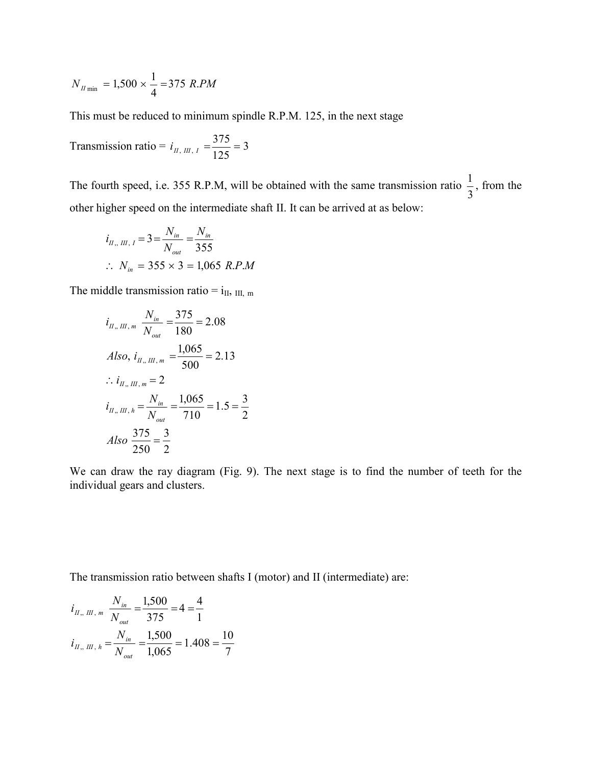$$N_{II\,\min} = 1{,}500 \times \frac{1}{4} = 375\ R.PM$$

This must be reduced to minimum spindle R.P.M. 125, in the next stage

Transmission ratio = $i_{II,\ III,\ l} = \dfrac{375}{125} = 3$

The fourth speed, i.e. 355 R.P.M, will be obtained with the same transmission ratio $\dfrac{1}{3}$, from the other higher speed on the intermediate shaft II. It can be arrived at as below:

$$i_{II,,\ III,\ l} = 3 = \frac{N_{in}}{N_{out}} = \frac{N_{in}}{355}$$

$$\therefore\ N_{in} = 355 \times 3 = 1{,}065\ R.P.M$$

The middle transmission ratio = $i_{II},\ _{III,\ m}$

$$i_{II,,\ III,\ m}\ \frac{N_{in}}{N_{out}} = \frac{375}{180} = 2.08$$

$$Also,\ i_{II,,\ III,\ m} = \frac{1{,}065}{500} = 2.13$$

$$\therefore i_{II,,\ III,\ m} = 2$$

$$i_{II,,\ III,\ h} = \frac{N_{in}}{N_{out}} = \frac{1{,}065}{710} = 1.5 = \frac{3}{2}$$

$$Also\ \frac{375}{250} = \frac{3}{2}$$

We can draw the ray diagram (Fig. 9). The next stage is to find the number of teeth for the individual gears and clusters.

The transmission ratio between shafts I (motor) and II (intermediate) are:

$$i_{II,,\ III,\ m}\ \frac{N_{in}}{N_{out}} = \frac{1{,}500}{375} = 4 = \frac{4}{1}$$

$$i_{II,,\ III,\ h} = \frac{N_{in}}{N_{out}} = \frac{1{,}500}{1{,}065} = 1.408 = \frac{10}{7}$$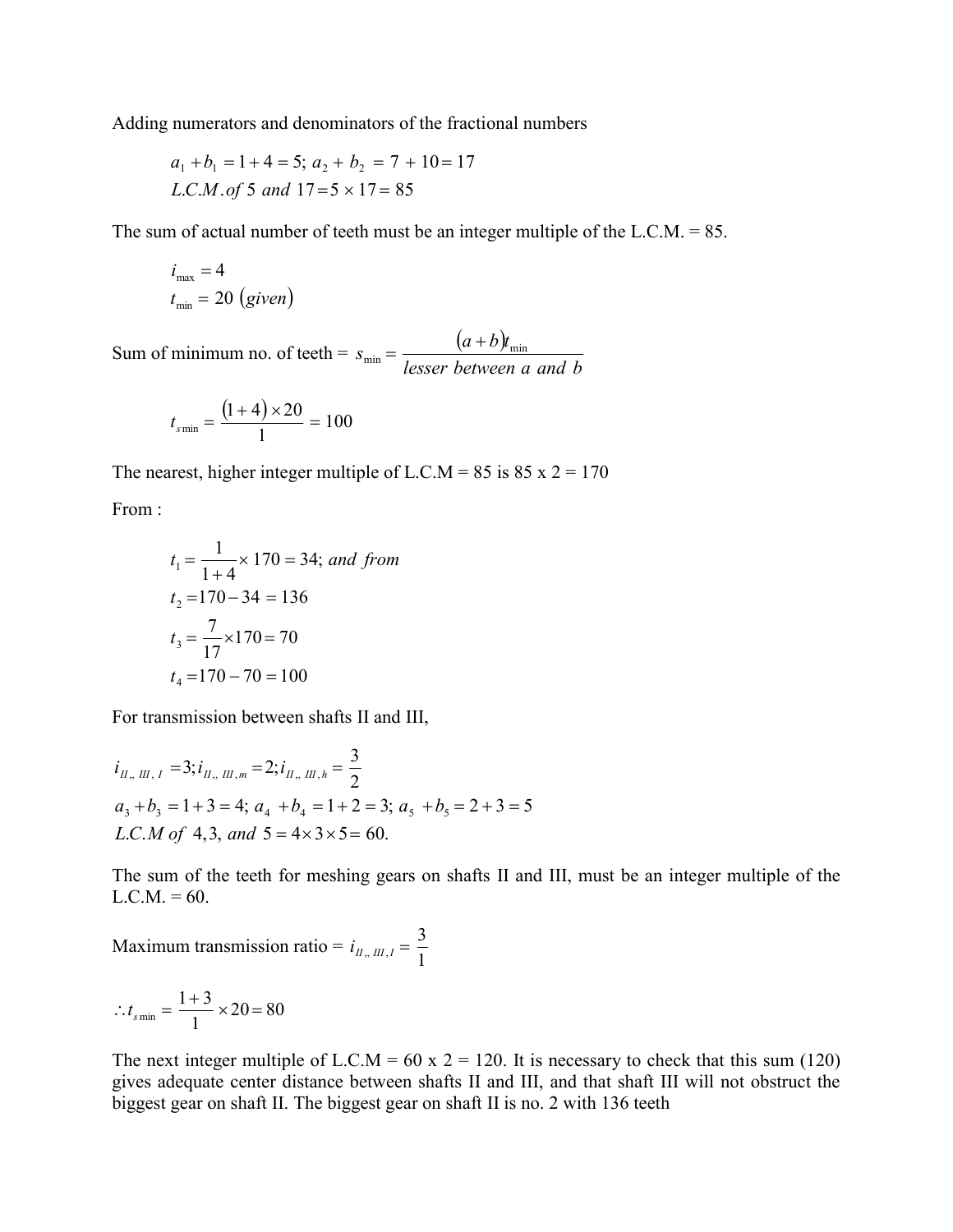Adding numerators and denominators of the fractional numbers

$$a_1 + b_1 = 1 + 4 = 5;\ a_2 + b_2 = 7 + 10 = 17$$
$$L.C.M.\ of\ 5\ and\ 17 = 5 \times 17 = 85$$

The sum of actual number of teeth must be an integer multiple of the L.C.M. = 85.

$$i_{\max} = 4$$
$$t_{\min} = 20\ (given)$$

Sum of minimum no. of teeth = $s_{\min} = \dfrac{(a+b)t_{\min}}{lesser\ between\ a\ and\ b}$

$$t_{s\min} = \frac{(1+4) \times 20}{1} = 100$$

The nearest, higher integer multiple of L.C.M = 85 is 85 x 2 = 170

From :

$$t_1 = \frac{1}{1+4} \times 170 = 34;\ and\ from$$
$$t_2 = 170 - 34 = 136$$
$$t_3 = \frac{7}{17} \times 170 = 70$$
$$t_4 = 170 - 70 = 100$$

For transmission between shafts II and III,

$$i_{II,,\ III,\ l} = 3;\ i_{II,,\ III,m} = 2;\ i_{II,,\ III,h} = \frac{3}{2}$$
$$a_3 + b_3 = 1 + 3 = 4;\ a_4 + b_4 = 1 + 2 = 3;\ a_5 + b_5 = 2 + 3 = 5$$
$$L.C.M\ of\ 4, 3,\ and\ 5 = 4 \times 3 \times 5 = 60.$$

The sum of the teeth for meshing gears on shafts II and III, must be an integer multiple of the L.C.M. = 60.

Maximum transmission ratio = $i_{II,,\ III,l} = \dfrac{3}{1}$

$$\therefore t_{s\min} = \frac{1+3}{1} \times 20 = 80$$

The next integer multiple of L.C.M = 60 x 2 = 120. It is necessary to check that this sum (120) gives adequate center distance between shafts II and III, and that shaft III will not obstruct the biggest gear on shaft II. The biggest gear on shaft II is no. 2 with 136 teeth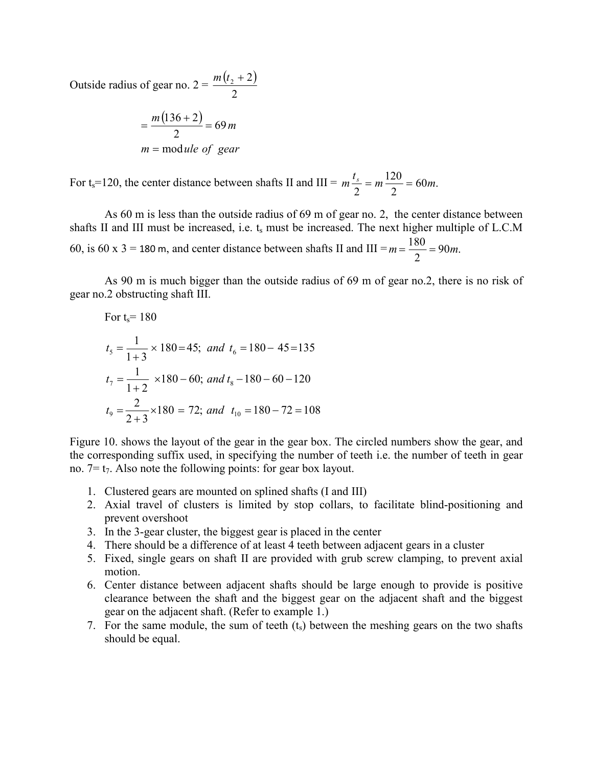Outside radius of gear no. 2 = $\dfrac{m(t_2+2)}{2}$

$$= \frac{m(136+2)}{2} = 69\,m$$

$$m = \text{mod}\,ule\ of\ \ gear$$

For $t_s$=120, the center distance between shafts II and III = $m\dfrac{t_s}{2} = m\dfrac{120}{2} = 60m.$

As 60 m is less than the outside radius of 69 m of gear no. 2, the center distance between shafts II and III must be increased, i.e. $t_s$ must be increased. The next higher multiple of L.C.M 60, is 60 x 3 = 180 m, and center distance between shafts II and III = $m = \dfrac{180}{2} = 90m.$

As 90 m is much bigger than the outside radius of 69 m of gear no.2, there is no risk of gear no.2 obstructing shaft III.

For $t_s$= 180

$$t_5 = \frac{1}{1+3} \times 180 = 45;\ \ and\ \ t_6 = 180 - 45 = 135$$

$$t_7 = \frac{1}{1+2}\ \times 180 - 60;\ and\, t_8 - 180 - 60 - 120$$

$$t_9 = \frac{2}{2+3} \times 180\ =\ 72;\ and\ \ t_{10} = 180 - 72 = 108$$

Figure 10. shows the layout of the gear in the gear box. The circled numbers show the gear, and the corresponding suffix used, in specifying the number of teeth i.e. the number of teeth in gear no. 7= $t_7$. Also note the following points: for gear box layout.

1. Clustered gears are mounted on splined shafts (I and III)
2. Axial travel of clusters is limited by stop collars, to facilitate blind-positioning and prevent overshoot
3. In the 3-gear cluster, the biggest gear is placed in the center
4. There should be a difference of at least 4 teeth between adjacent gears in a cluster
5. Fixed, single gears on shaft II are provided with grub screw clamping, to prevent axial motion.
6. Center distance between adjacent shafts should be large enough to provide is positive clearance between the shaft and the biggest gear on the adjacent shaft and the biggest gear on the adjacent shaft. (Refer to example 1.)
7. For the same module, the sum of teeth ($t_s$) between the meshing gears on the two shafts should be equal.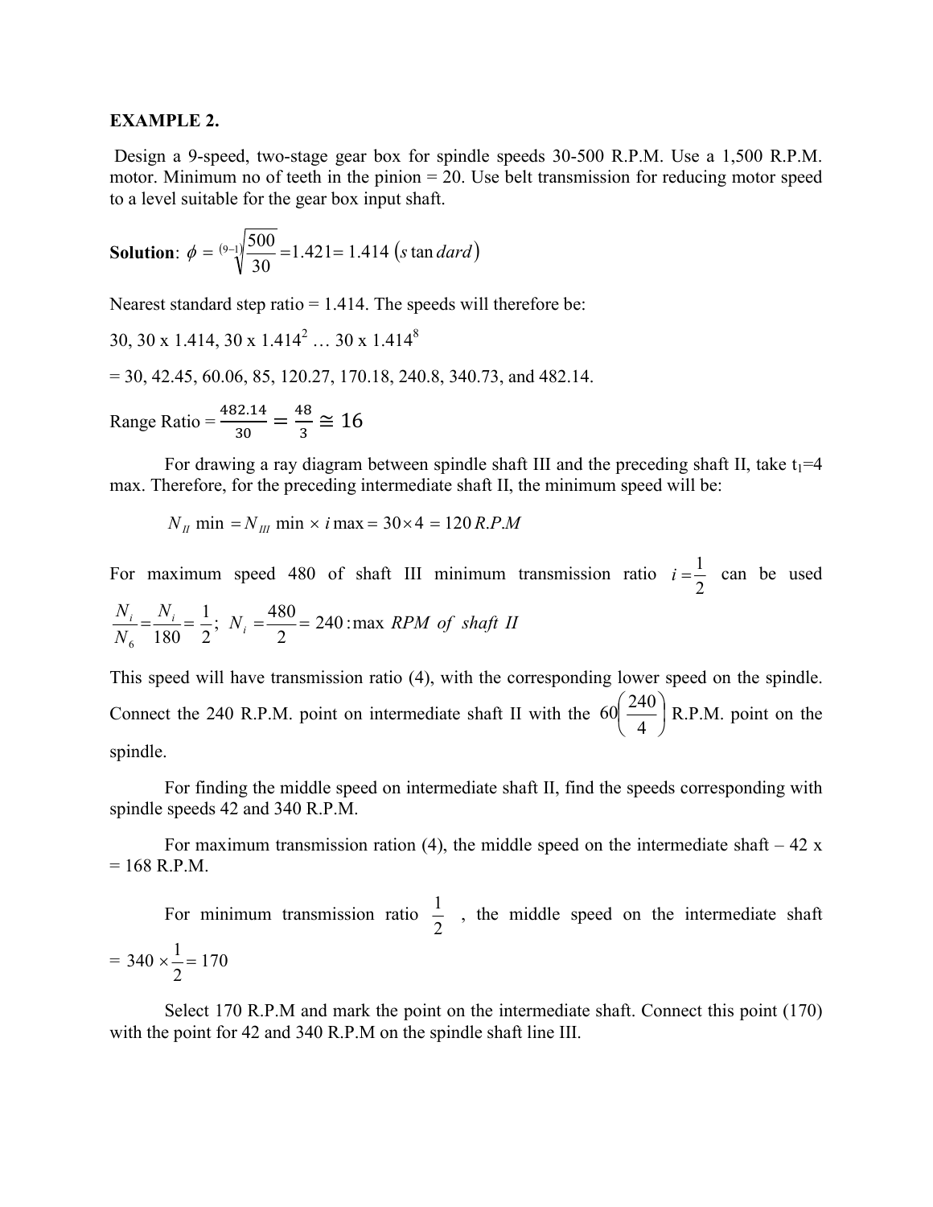**EXAMPLE 2.**

Design a 9-speed, two-stage gear box for spindle speeds 30-500 R.P.M. Use a 1,500 R.P.M. motor. Minimum no of teeth in the pinion = 20. Use belt transmission for reducing motor speed to a level suitable for the gear box input shaft.

**Solution**: $\phi = \sqrt[(9-1)]{\dfrac{500}{30}} = 1.421 = 1.414\ (s\tan dard)$

Nearest standard step ratio = 1.414. The speeds will therefore be:

30, 30 x 1.414, 30 x $1.414^2$ … 30 x $1.414^8$

= 30, 42.45, 60.06, 85, 120.27, 170.18, 240.8, 340.73, and 482.14.

Range Ratio = $\dfrac{482.14}{30} = \dfrac{48}{3} \cong 16$

For drawing a ray diagram between spindle shaft III and the preceding shaft II, take $t_1$=4 max. Therefore, for the preceding intermediate shaft II, the minimum speed will be:

$$N_{II}\min = N_{III}\min \times i\max = 30 \times 4 = 120\ R.P.M$$

For maximum speed 480 of shaft III minimum transmission ratio $i = \dfrac{1}{2}$ can be used

$$\frac{N_i}{N_6} = \frac{N_i}{180} = \frac{1}{2};\ N_i = \frac{480}{2} = 240 : \max\ RPM\ of\ shaft\ II$$

This speed will have transmission ratio (4), with the corresponding lower speed on the spindle. Connect the 240 R.P.M. point on intermediate shaft II with the $60\left(\dfrac{240}{4}\right)$ R.P.M. point on the spindle.

For finding the middle speed on intermediate shaft II, find the speeds corresponding with spindle speeds 42 and 340 R.P.M.

For maximum transmission ration (4), the middle speed on the intermediate shaft – 42 x = 168 R.P.M.

For minimum transmission ratio $\dfrac{1}{2}$ , the middle speed on the intermediate shaft $= 340 \times \dfrac{1}{2} = 170$

Select 170 R.P.M and mark the point on the intermediate shaft. Connect this point (170) with the point for 42 and 340 R.P.M on the spindle shaft line III.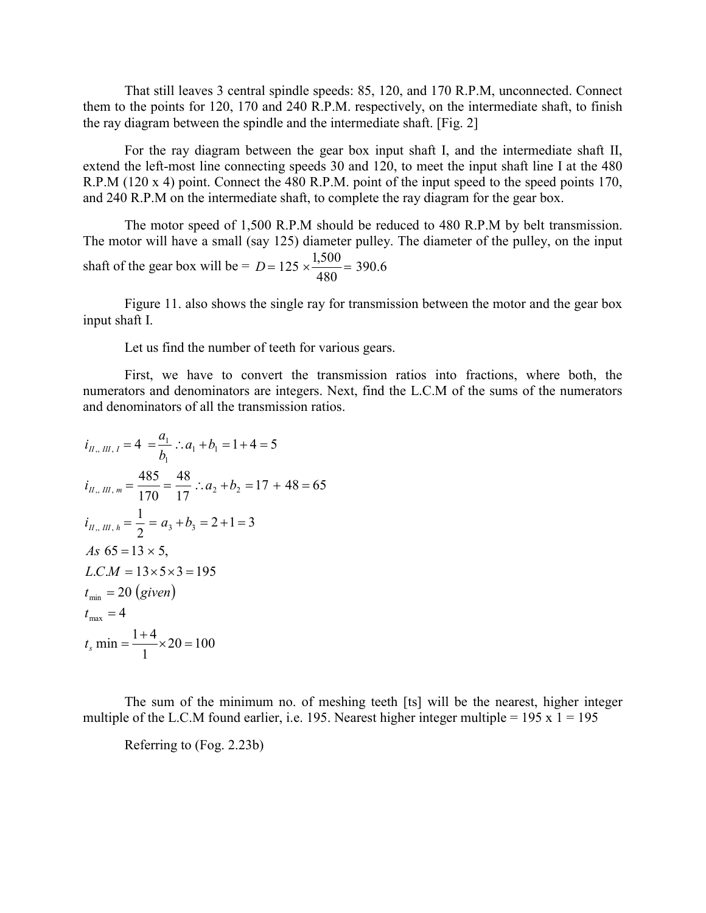That still leaves 3 central spindle speeds: 85, 120, and 170 R.P.M, unconnected. Connect them to the points for 120, 170 and 240 R.P.M. respectively, on the intermediate shaft, to finish the ray diagram between the spindle and the intermediate shaft. [Fig. 2]

For the ray diagram between the gear box input shaft I, and the intermediate shaft II, extend the left-most line connecting speeds 30 and 120, to meet the input shaft line I at the 480 R.P.M (120 x 4) point. Connect the 480 R.P.M. point of the input speed to the speed points 170, and 240 R.P.M on the intermediate shaft, to complete the ray diagram for the gear box.

The motor speed of 1,500 R.P.M should be reduced to 480 R.P.M by belt transmission. The motor will have a small (say 125) diameter pulley. The diameter of the pulley, on the input shaft of the gear box will be = $D = 125 \times \frac{1{,}500}{480} = 390.6$

Figure 11. also shows the single ray for transmission between the motor and the gear box input shaft I.

Let us find the number of teeth for various gears.

First, we have to convert the transmission ratios into fractions, where both, the numerators and denominators are integers. Next, find the L.C.M of the sums of the numerators and denominators of all the transmission ratios.

$$i_{II,, III, I} = 4 = \frac{a_1}{b_1} \therefore a_1 + b_1 = 1 + 4 = 5$$

$$i_{II,, III, m} = \frac{485}{170} = \frac{48}{17} \therefore a_2 + b_2 = 17 + 48 = 65$$

$$i_{II,, III, h} = \frac{1}{2} = a_3 + b_3 = 2 + 1 = 3$$

$$As\ 65 = 13 \times 5,$$

$$L.C.M = 13 \times 5 \times 3 = 195$$

$$t_{\min} = 20\ (given)$$

$$t_{\max} = 4$$

$$t_s \min = \frac{1+4}{1} \times 20 = 100$$

The sum of the minimum no. of meshing teeth [ts] will be the nearest, higher integer multiple of the L.C.M found earlier, i.e. 195. Nearest higher integer multiple = 195 x 1 = 195

Referring to (Fog. 2.23b)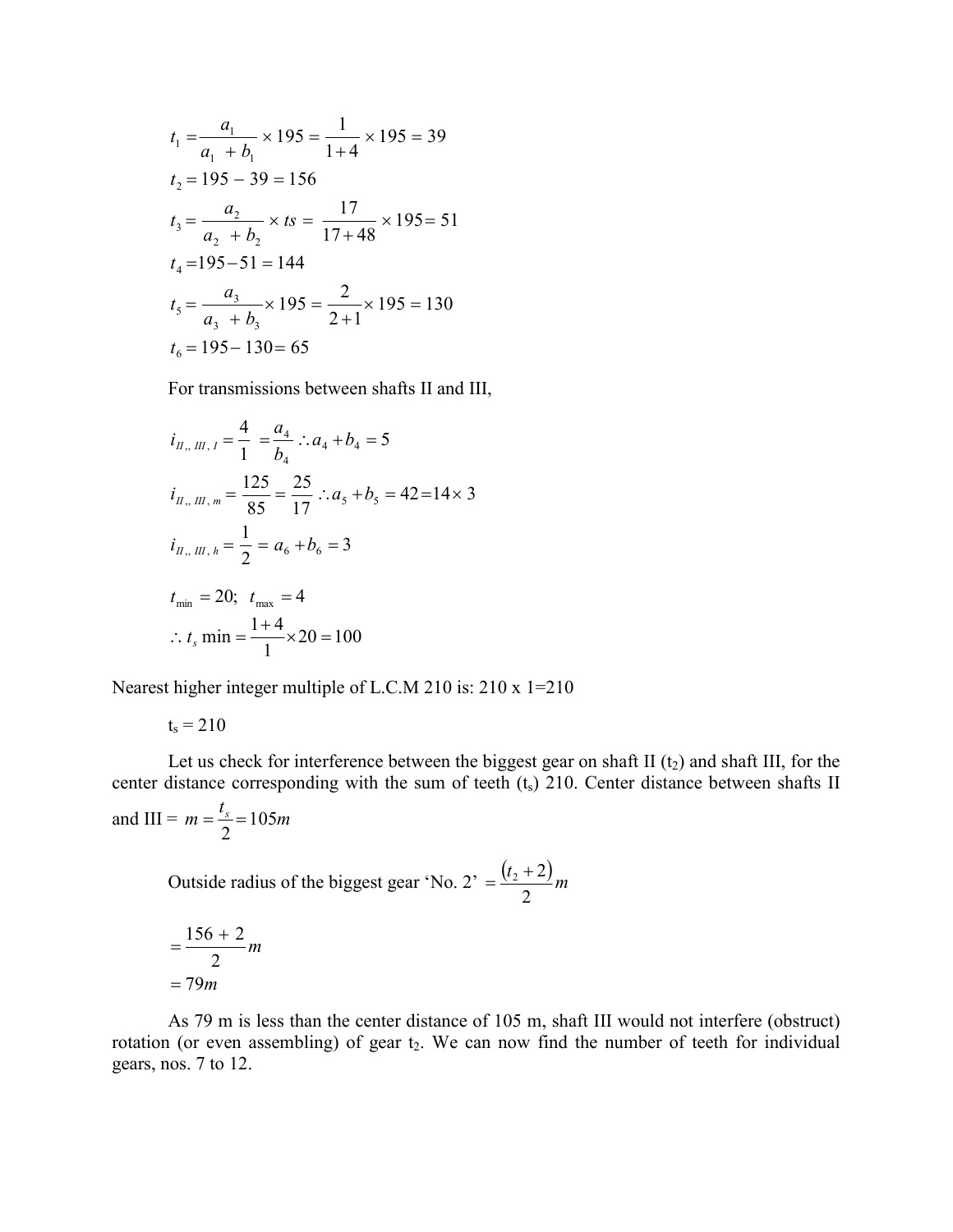$$t_1 = \frac{a_1}{a_1 + b_1} \times 195 = \frac{1}{1+4} \times 195 = 39$$

$$t_2 = 195 - 39 = 156$$

$$t_3 = \frac{a_2}{a_2 + b_2} \times ts = \frac{17}{17+48} \times 195 = 51$$

$$t_4 = 195 - 51 = 144$$

$$t_5 = \frac{a_3}{a_3 + b_3} \times 195 = \frac{2}{2+1} \times 195 = 130$$

$$t_6 = 195 - 130 = 65$$

For transmissions between shafts II and III,

$$i_{II,, III, l} = \frac{4}{1} = \frac{a_4}{b_4} \therefore a_4 + b_4 = 5$$

$$i_{II,, III, m} = \frac{125}{85} = \frac{25}{17} \therefore a_5 + b_5 = 42 = 14 \times 3$$

$$i_{II,, III, h} = \frac{1}{2} = a_6 + b_6 = 3$$

$$t_{\min} = 20; \;\; t_{\max} = 4$$

$$\therefore t_s \min = \frac{1+4}{1} \times 20 = 100$$

Nearest higher integer multiple of L.C.M 210 is: 210 x 1=210

$t_s = 210$

Let us check for interference between the biggest gear on shaft II ($t_2$) and shaft III, for the center distance corresponding with the sum of teeth ($t_s$) 210. Center distance between shafts II and III = $m = \frac{t_s}{2} = 105m$

Outside radius of the biggest gear 'No. 2' $= \frac{(t_2 + 2)}{2} m$

$$= \frac{156 + 2}{2} m$$

$$= 79m$$

As 79 m is less than the center distance of 105 m, shaft III would not interfere (obstruct) rotation (or even assembling) of gear $t_2$. We can now find the number of teeth for individual gears, nos. 7 to 12.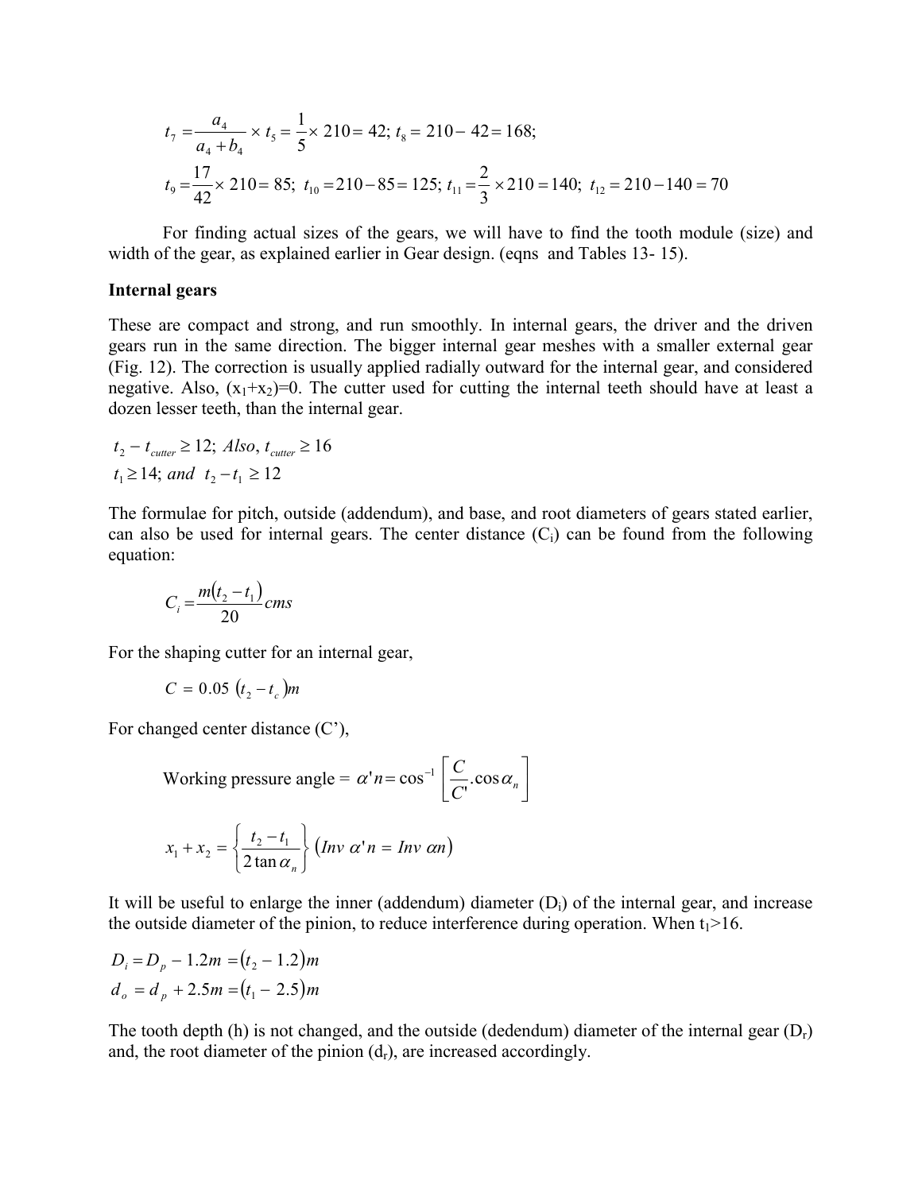$$t_7 = \frac{a_4}{a_4 + b_4} \times t_5 = \frac{1}{5} \times 210 = 42;\ t_8 = 210 - 42 = 168;$$

$$t_9 = \frac{17}{42} \times 210 = 85;\ t_{10} = 210 - 85 = 125;\ t_{11} = \frac{2}{3} \times 210 = 140;\ t_{12} = 210 - 140 = 70$$

For finding actual sizes of the gears, we will have to find the tooth module (size) and width of the gear, as explained earlier in Gear design. (eqns and Tables 13- 15).

**Internal gears**

These are compact and strong, and run smoothly. In internal gears, the driver and the driven gears run in the same direction. The bigger internal gear meshes with a smaller external gear (Fig. 12). The correction is usually applied radially outward for the internal gear, and considered negative. Also, $(x_1+x_2)=0$. The cutter used for cutting the internal teeth should have at least a dozen lesser teeth, than the internal gear.

$$t_2 - t_{cutter} \geq 12;\ Also,\ t_{cutter} \geq 16$$

$$t_1 \geq 14;\ and\ \ t_2 - t_1 \geq 12$$

The formulae for pitch, outside (addendum), and base, and root diameters of gears stated earlier, can also be used for internal gears. The center distance ($C_i$) can be found from the following equation:

$$C_i = \frac{m(t_2 - t_1)}{20} cms$$

For the shaping cutter for an internal gear,

$$C = 0.05\ (t_2 - t_c)m$$

For changed center distance (C'),

$$\text{Working pressure angle} = \alpha' n = \cos^{-1}\left[\frac{C}{C'}.\cos\alpha_n\right]$$

$$x_1 + x_2 = \left\{\frac{t_2 - t_1}{2\tan\alpha_n}\right\}(Inv\ \alpha' n = Inv\ \alpha n)$$

It will be useful to enlarge the inner (addendum) diameter ($D_i$) of the internal gear, and increase the outside diameter of the pinion, to reduce interference during operation. When $t_1$>16.

$$D_i = D_p - 1.2m = (t_2 - 1.2)m$$

$$d_o = d_p + 2.5m = (t_1 - 2.5)m$$

The tooth depth (h) is not changed, and the outside (dedendum) diameter of the internal gear ($D_r$) and, the root diameter of the pinion ($d_r$), are increased accordingly.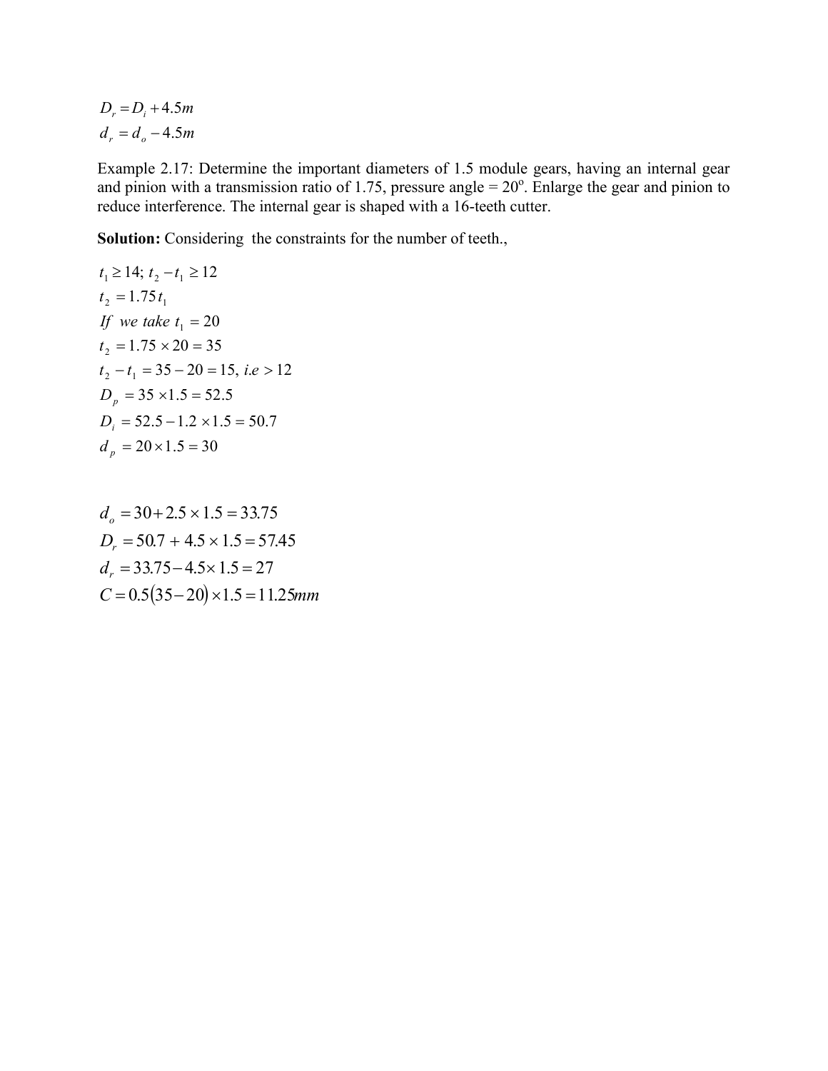$$D_r = D_i + 4.5m$$
$$d_r = d_o - 4.5m$$

Example 2.17: Determine the important diameters of 1.5 module gears, having an internal gear and pinion with a transmission ratio of 1.75, pressure angle = 20°. Enlarge the gear and pinion to reduce interference. The internal gear is shaped with a 16-teeth cutter.

**Solution:** Considering the constraints for the number of teeth.,

$$t_1 \geq 14;\ t_2 - t_1 \geq 12$$
$$t_2 = 1.75 t_1$$
$$\text{If we take } t_1 = 20$$
$$t_2 = 1.75 \times 20 = 35$$
$$t_2 - t_1 = 35 - 20 = 15,\ i.e > 12$$
$$D_p = 35 \times 1.5 = 52.5$$
$$D_i = 52.5 - 1.2 \times 1.5 = 50.7$$
$$d_p = 20 \times 1.5 = 30$$

$$d_o = 30 + 2.5 \times 1.5 = 33.75$$
$$D_r = 50.7 + 4.5 \times 1.5 = 57.45$$
$$d_r = 33.75 - 4.5 \times 1.5 = 27$$
$$C = 0.5(35 - 20) \times 1.5 = 11.25mm$$